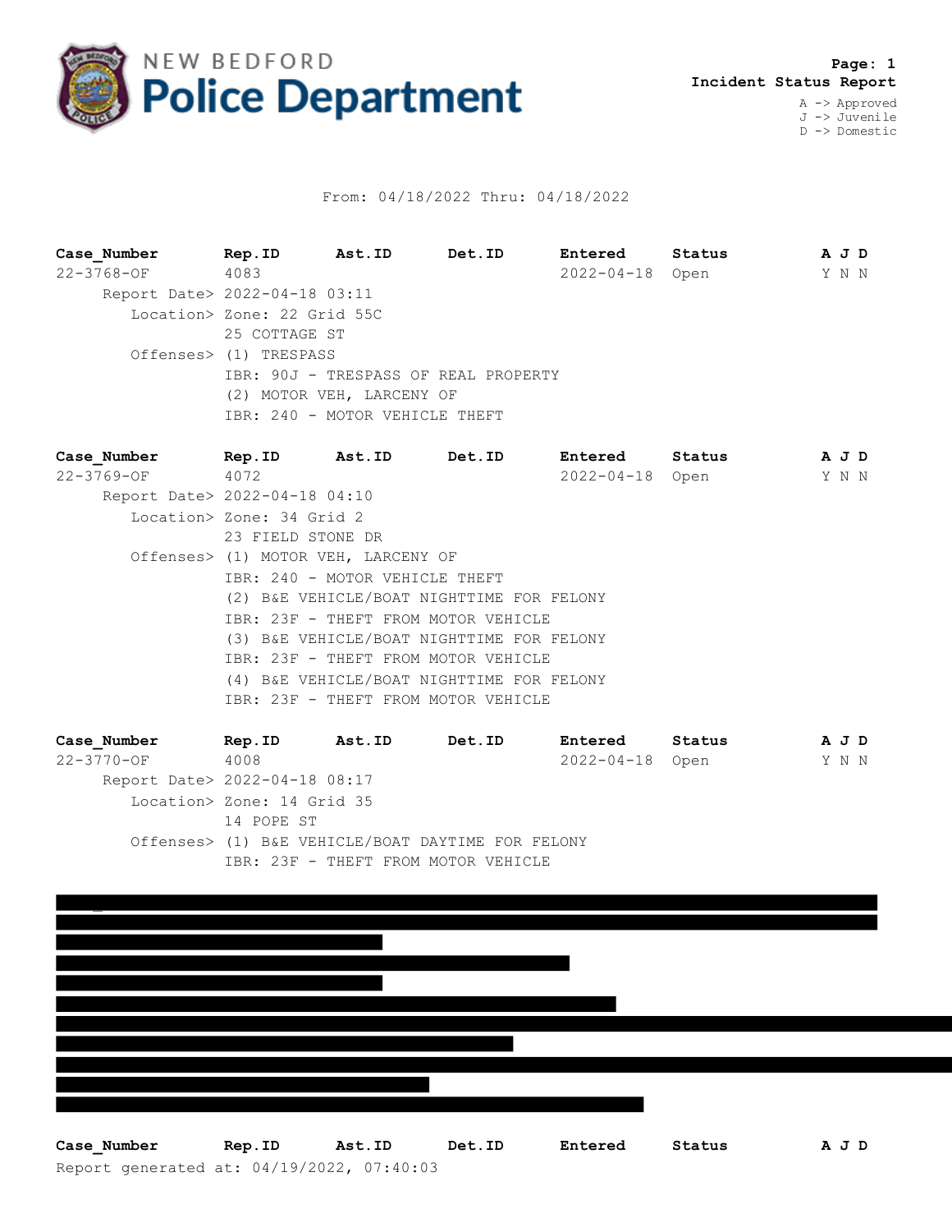# NEW BEDFORD Police Department

**Page: 1**
**Incident Status Report**

A -> Approved
J -> Juvenile
D -> Domestic

From: 04/18/2022 Thru: 04/18/2022

| Case_Number | Rep.ID | Ast.ID | Det.ID | Entered | Status | A J D |
|---|---|---|---|---|---|---|
| 22-3768-OF | 4083 | | | 2022-04-18 | Open | Y N N |

Report Date> 2022-04-18 03:11
Location> Zone: 22 Grid 55C
25 COTTAGE ST
Offenses> (1) TRESPASS
IBR: 90J - TRESPASS OF REAL PROPERTY
(2) MOTOR VEH, LARCENY OF
IBR: 240 - MOTOR VEHICLE THEFT

| Case_Number | Rep.ID | Ast.ID | Det.ID | Entered | Status | A J D |
|---|---|---|---|---|---|---|
| 22-3769-OF | 4072 | | | 2022-04-18 | Open | Y N N |

Report Date> 2022-04-18 04:10
Location> Zone: 34 Grid 2
23 FIELD STONE DR
Offenses> (1) MOTOR VEH, LARCENY OF
IBR: 240 - MOTOR VEHICLE THEFT
(2) B&E VEHICLE/BOAT NIGHTTIME FOR FELONY
IBR: 23F - THEFT FROM MOTOR VEHICLE
(3) B&E VEHICLE/BOAT NIGHTTIME FOR FELONY
IBR: 23F - THEFT FROM MOTOR VEHICLE
(4) B&E VEHICLE/BOAT NIGHTTIME FOR FELONY
IBR: 23F - THEFT FROM MOTOR VEHICLE

| Case_Number | Rep.ID | Ast.ID | Det.ID | Entered | Status | A J D |
|---|---|---|---|---|---|---|
| 22-3770-OF | 4008 | | | 2022-04-18 | Open | Y N N |

Report Date> 2022-04-18 08:17
Location> Zone: 14 Grid 35
14 POPE ST
Offenses> (1) B&E VEHICLE/BOAT DAYTIME FOR FELONY
IBR: 23F - THEFT FROM MOTOR VEHICLE

| Case_Number | Rep.ID | Ast.ID | Det.ID | Entered | Status | A J D |
|---|---|---|---|---|---|---|

Report generated at: 04/19/2022, 07:40:03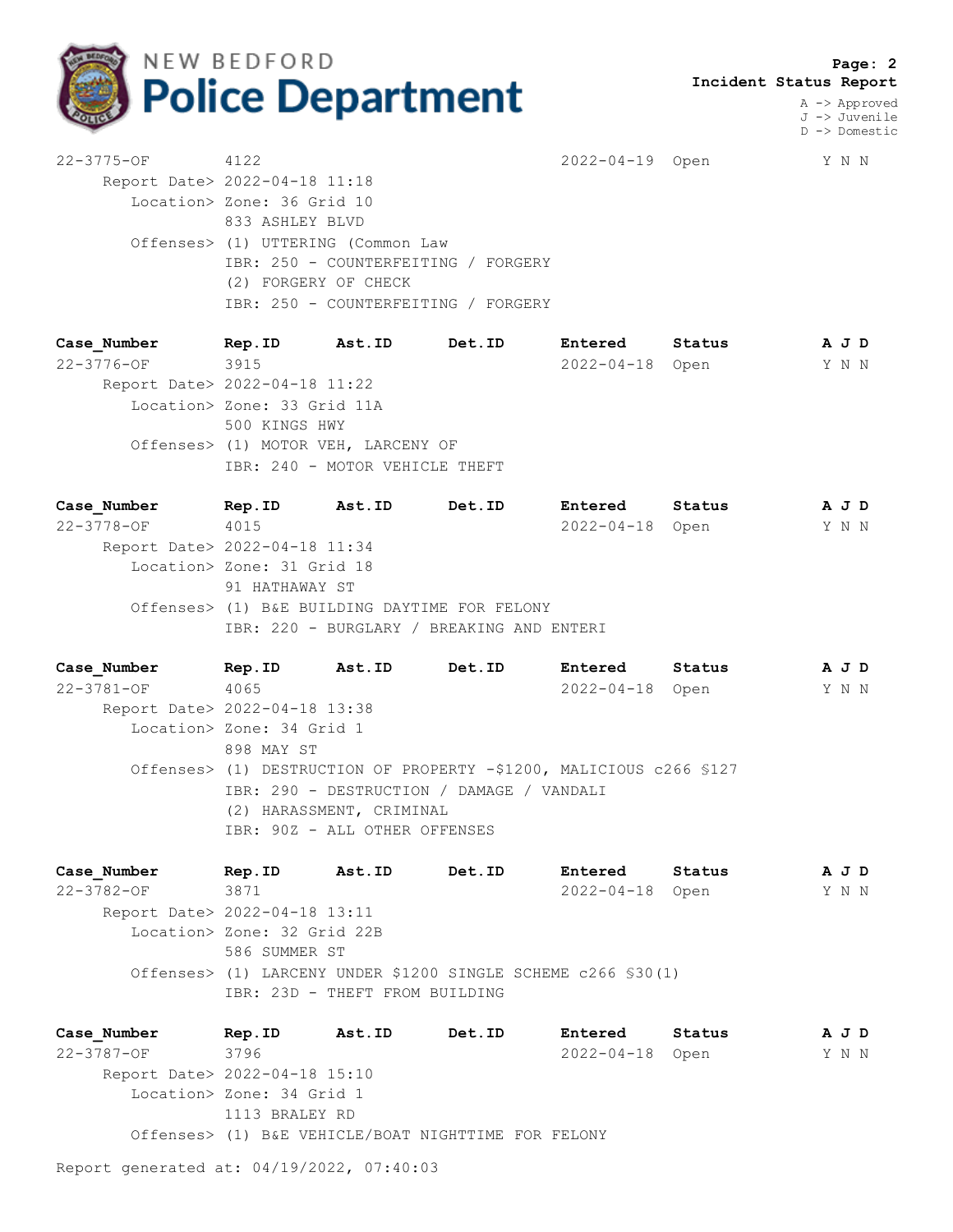**NEW BEDFORD Police Department**

**Incident Status Report**

A -> Approved
J -> Juvenile
D -> Domestic

```
22-3775-OF        4122                              2022-04-19  Open          Y N N
     Report Date> 2022-04-18 11:18
        Location> Zone: 36 Grid 10
                  833 ASHLEY BLVD
        Offenses> (1) UTTERING (Common Law
                  IBR: 250 - COUNTERFEITING / FORGERY
                  (2) FORGERY OF CHECK
                  IBR: 250 - COUNTERFEITING / FORGERY
```

```
Case_Number       Rep.ID      Ast.ID      Det.ID      Entered     Status        A J D
22-3776-OF        3915                              2022-04-18  Open          Y N N
     Report Date> 2022-04-18 11:22
        Location> Zone: 33 Grid 11A
                  500 KINGS HWY
        Offenses> (1) MOTOR VEH, LARCENY OF
                  IBR: 240 - MOTOR VEHICLE THEFT
```

```
Case_Number       Rep.ID      Ast.ID      Det.ID      Entered     Status        A J D
22-3778-OF        4015                              2022-04-18  Open          Y N N
     Report Date> 2022-04-18 11:34
        Location> Zone: 31 Grid 18
                  91 HATHAWAY ST
        Offenses> (1) B&E BUILDING DAYTIME FOR FELONY
                  IBR: 220 - BURGLARY / BREAKING AND ENTERI
```

```
Case_Number       Rep.ID      Ast.ID      Det.ID      Entered     Status        A J D
22-3781-OF        4065                              2022-04-18  Open          Y N N
     Report Date> 2022-04-18 13:38
        Location> Zone: 34 Grid 1
                  898 MAY ST
        Offenses> (1) DESTRUCTION OF PROPERTY -$1200, MALICIOUS c266 §127
                  IBR: 290 - DESTRUCTION / DAMAGE / VANDALI
                  (2) HARASSMENT, CRIMINAL
                  IBR: 90Z - ALL OTHER OFFENSES
```

```
Case_Number       Rep.ID      Ast.ID      Det.ID      Entered     Status        A J D
22-3782-OF        3871                              2022-04-18  Open          Y N N
     Report Date> 2022-04-18 13:11
        Location> Zone: 32 Grid 22B
                  586 SUMMER ST
        Offenses> (1) LARCENY UNDER $1200 SINGLE SCHEME c266 §30(1)
                  IBR: 23D - THEFT FROM BUILDING
```

```
Case_Number       Rep.ID      Ast.ID      Det.ID      Entered     Status        A J D
22-3787-OF        3796                              2022-04-18  Open          Y N N
     Report Date> 2022-04-18 15:10
        Location> Zone: 34 Grid 1
                  1113 BRALEY RD
        Offenses> (1) B&E VEHICLE/BOAT NIGHTTIME FOR FELONY
```

Report generated at: 04/19/2022, 07:40:03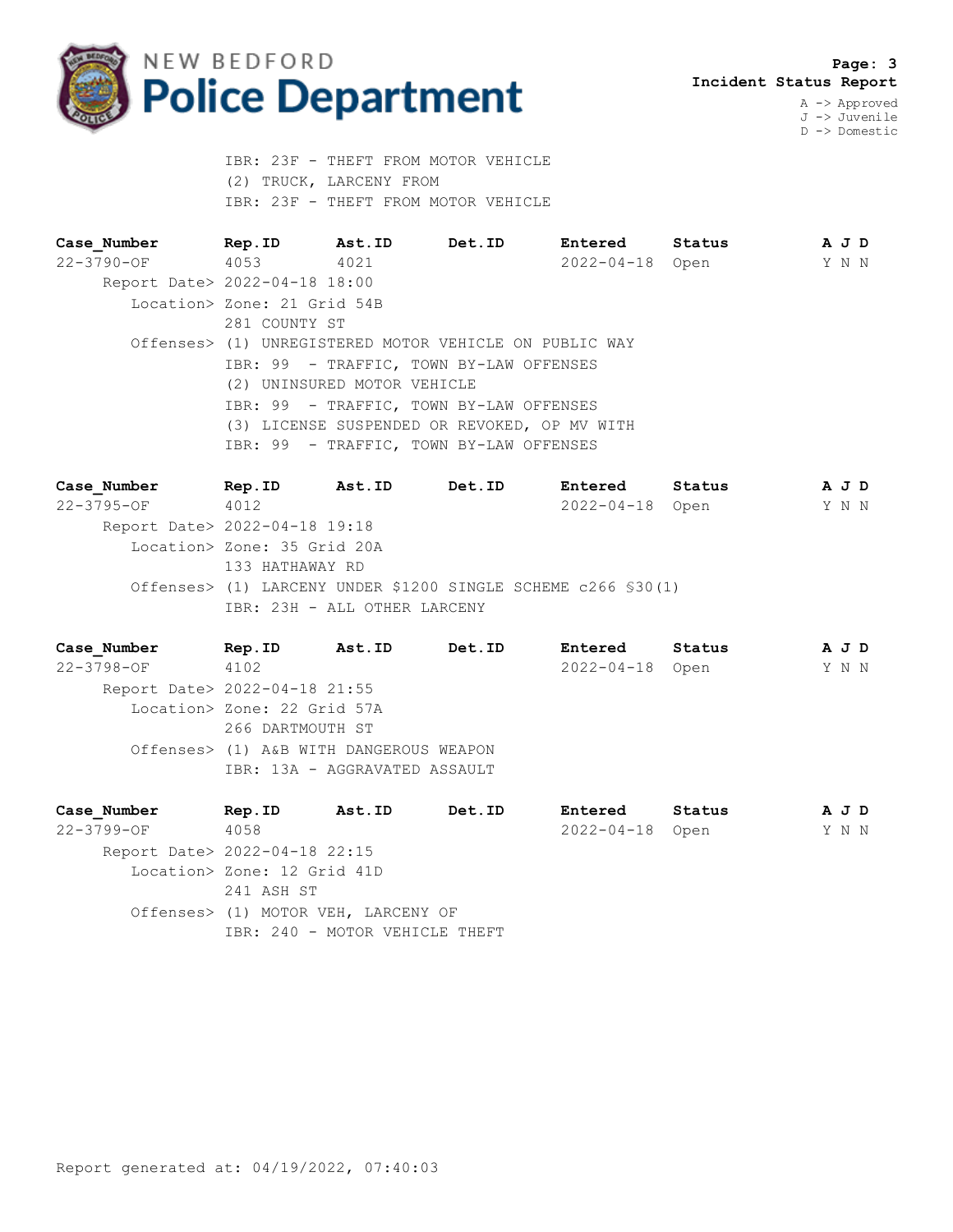**Incident Status Report**

A -> Approved
J -> Juvenile
D -> Domestic

IBR: 23F - THEFT FROM MOTOR VEHICLE
(2) TRUCK, LARCENY FROM
IBR: 23F - THEFT FROM MOTOR VEHICLE

| Case_Number | Rep.ID | Ast.ID | Det.ID | Entered | Status | A J D |
|---|---|---|---|---|---|---|
| 22-3790-OF | 4053 | 4021 | | 2022-04-18 | Open | Y N N |

Report Date> 2022-04-18 18:00
Location> Zone: 21 Grid 54B
281 COUNTY ST
Offenses> (1) UNREGISTERED MOTOR VEHICLE ON PUBLIC WAY
IBR: 99 - TRAFFIC, TOWN BY-LAW OFFENSES
(2) UNINSURED MOTOR VEHICLE
IBR: 99 - TRAFFIC, TOWN BY-LAW OFFENSES
(3) LICENSE SUSPENDED OR REVOKED, OP MV WITH
IBR: 99 - TRAFFIC, TOWN BY-LAW OFFENSES

| Case_Number | Rep.ID | Ast.ID | Det.ID | Entered | Status | A J D |
|---|---|---|---|---|---|---|
| 22-3795-OF | 4012 | | | 2022-04-18 | Open | Y N N |

Report Date> 2022-04-18 19:18
Location> Zone: 35 Grid 20A
133 HATHAWAY RD
Offenses> (1) LARCENY UNDER $1200 SINGLE SCHEME c266 §30(1)
IBR: 23H - ALL OTHER LARCENY

| Case_Number | Rep.ID | Ast.ID | Det.ID | Entered | Status | A J D |
|---|---|---|---|---|---|---|
| 22-3798-OF | 4102 | | | 2022-04-18 | Open | Y N N |

Report Date> 2022-04-18 21:55
Location> Zone: 22 Grid 57A
266 DARTMOUTH ST
Offenses> (1) A&B WITH DANGEROUS WEAPON
IBR: 13A - AGGRAVATED ASSAULT

| Case_Number | Rep.ID | Ast.ID | Det.ID | Entered | Status | A J D |
|---|---|---|---|---|---|---|
| 22-3799-OF | 4058 | | | 2022-04-18 | Open | Y N N |

Report Date> 2022-04-18 22:15
Location> Zone: 12 Grid 41D
241 ASH ST
Offenses> (1) MOTOR VEH, LARCENY OF
IBR: 240 - MOTOR VEHICLE THEFT

Report generated at: 04/19/2022, 07:40:03